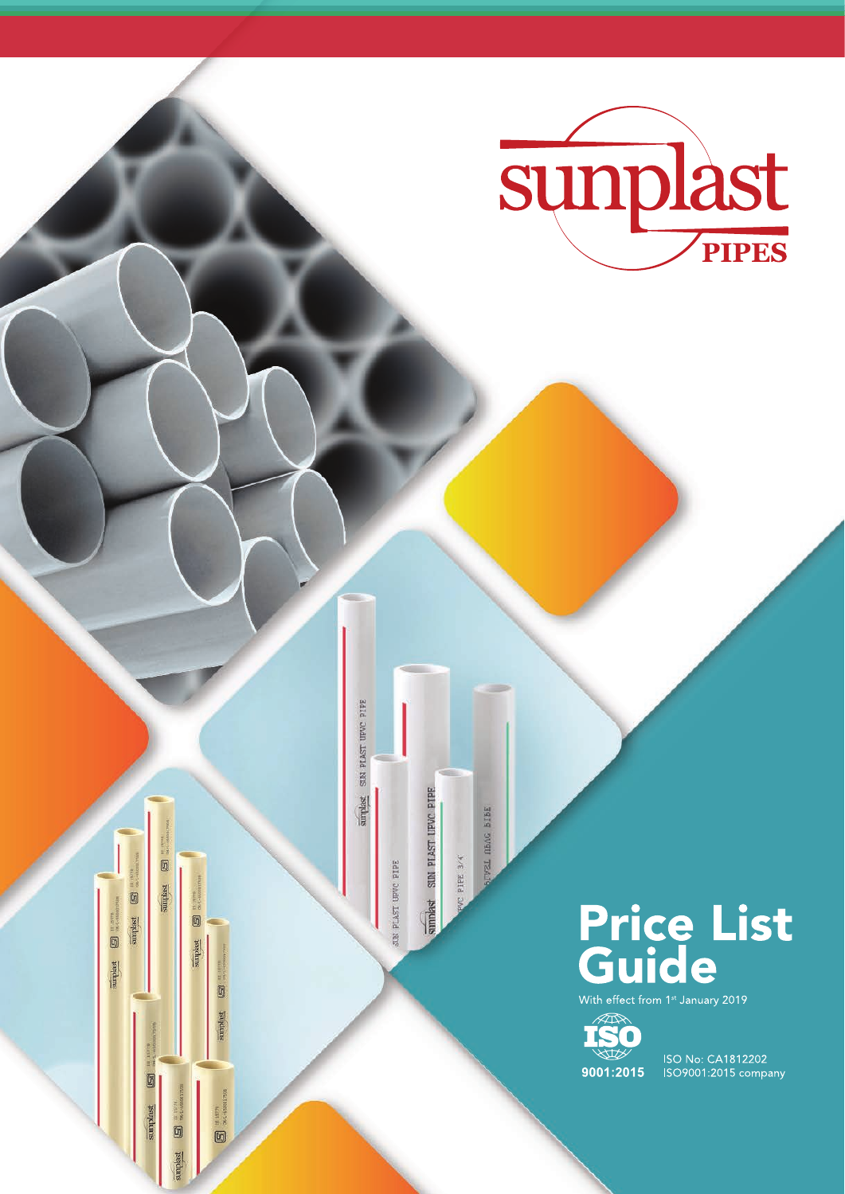sunplast

PIPES

# Price List Guide

With effect from 1st January 2019

ISO 9001:2015

ISO No: CA1812202
ISO9001:2015 company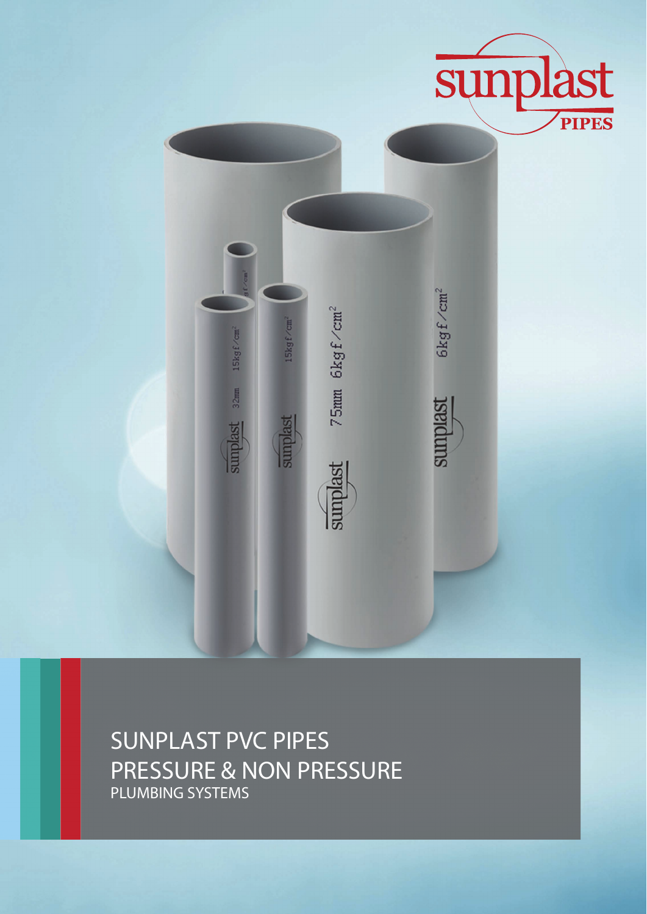sunplast PIPES

# SUNPLAST PVC PIPES
# PRESSURE & NON PRESSURE
PLUMBING SYSTEMS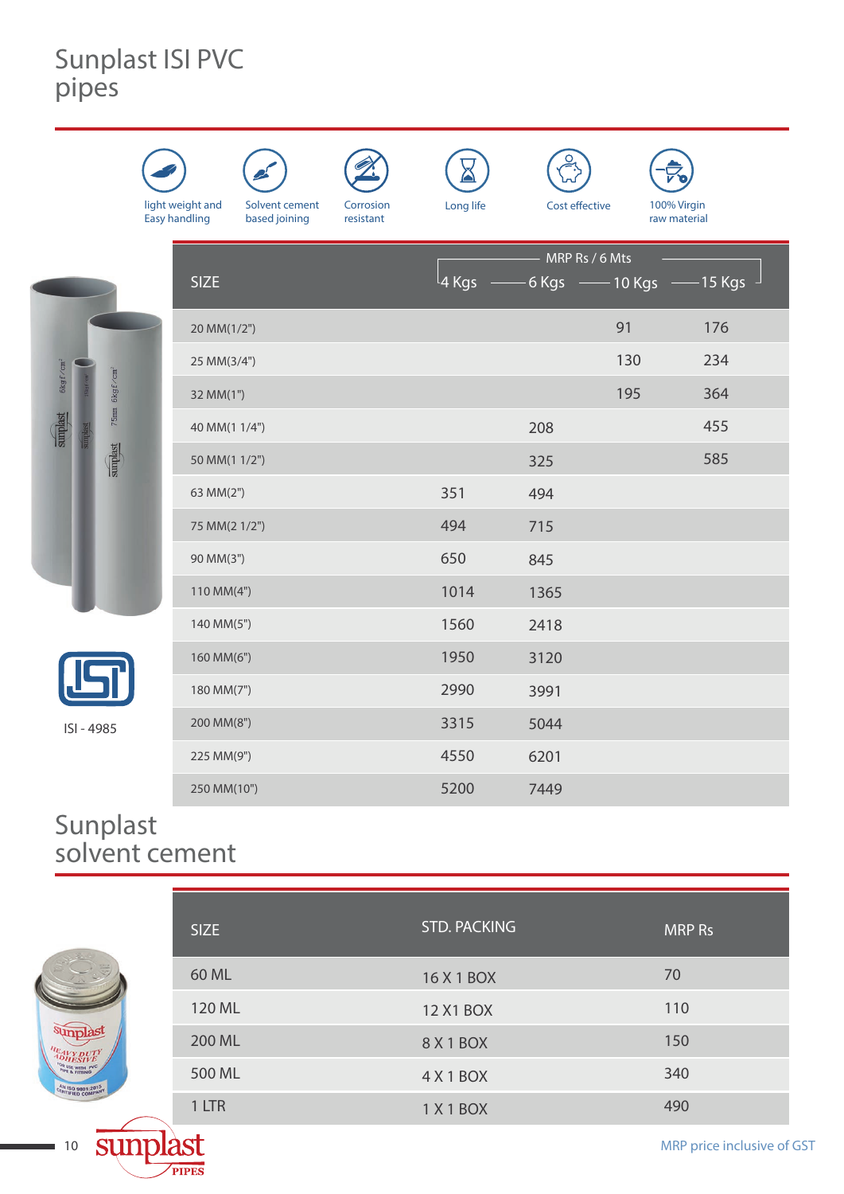# Sunplast ISI PVC pipes

light weight and Easy handling

Solvent cement based joining

Corrosion resistant

Long life

Cost effective

100% Virgin raw material

| SIZE | MRP Rs / 6 Mts | | | |
|---|---|---|---|---|
| | 4 Kgs | 6 Kgs | 10 Kgs | 15 Kgs |
| 20 MM(1/2") | | | 91 | 176 |
| 25 MM(3/4") | | | 130 | 234 |
| 32 MM(1") | | | 195 | 364 |
| 40 MM(1 1/4") | | 208 | | 455 |
| 50 MM(1 1/2") | | 325 | | 585 |
| 63 MM(2") | 351 | 494 | | |
| 75 MM(2 1/2") | 494 | 715 | | |
| 90 MM(3") | 650 | 845 | | |
| 110 MM(4") | 1014 | 1365 | | |
| 140 MM(5") | 1560 | 2418 | | |
| 160 MM(6") | 1950 | 3120 | | |
| 180 MM(7") | 2990 | 3991 | | |
| 200 MM(8") | 3315 | 5044 | | |
| 225 MM(9") | 4550 | 6201 | | |
| 250 MM(10") | 5200 | 7449 | | |

ISI - 4985

# Sunplast solvent cement

| SIZE | STD. PACKING | MRP Rs |
|---|---|---|
| 60 ML | 16 X 1 BOX | 70 |
| 120 ML | 12 X1 BOX | 110 |
| 200 ML | 8 X 1 BOX | 150 |
| 500 ML | 4 X 1 BOX | 340 |
| 1 LTR | 1 X 1 BOX | 490 |

MRP price inclusive of GST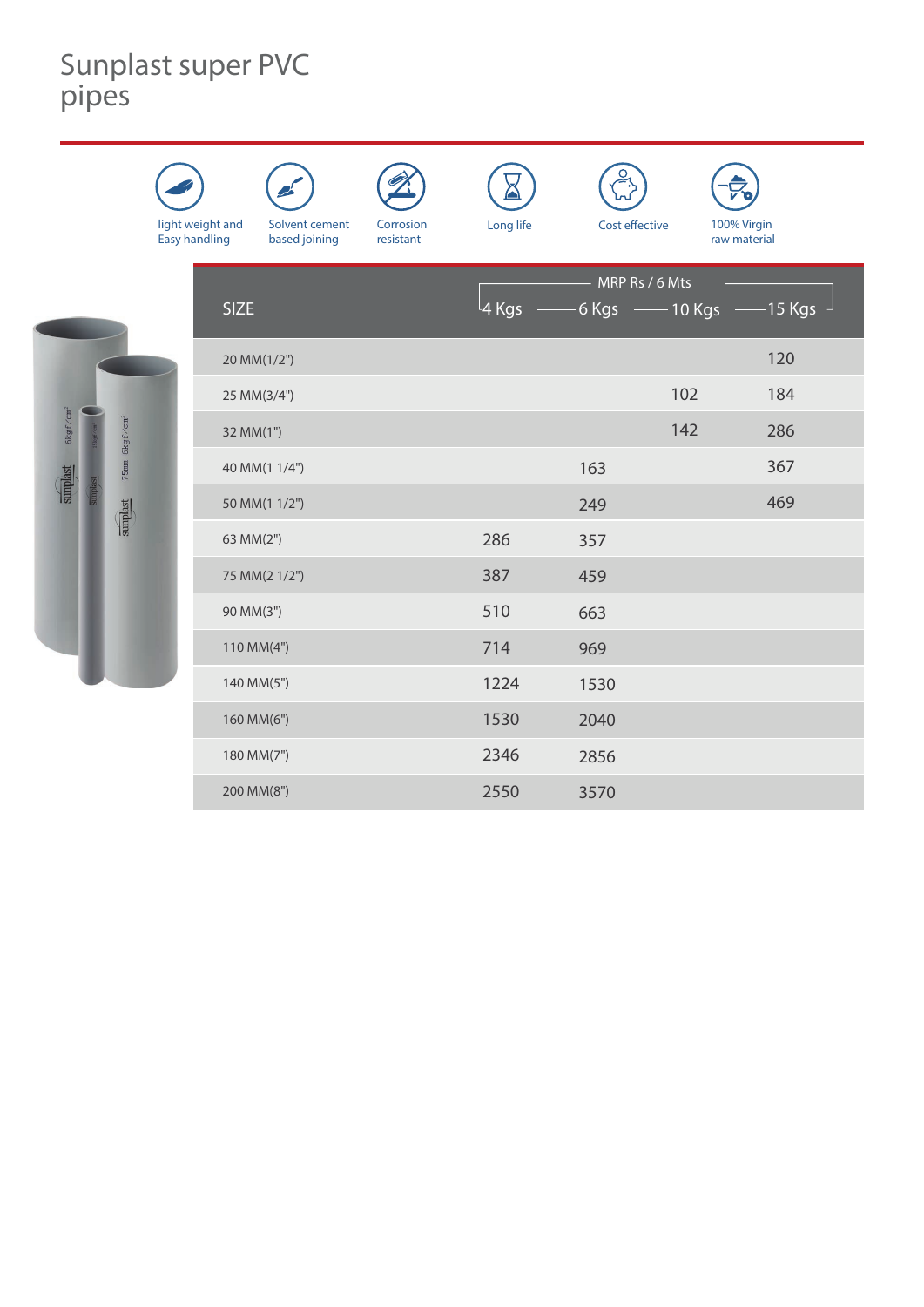# Sunplast super PVC pipes

light weight and Easy handling

Solvent cement based joining

Corrosion resistant

Long life

Cost effective

100% Virgin raw material

| SIZE | MRP Rs / 6 Mts | | | |
|---|---|---|---|---|
| | 4 Kgs | 6 Kgs | 10 Kgs | 15 Kgs |
| 20 MM(1/2") | | | | 120 |
| 25 MM(3/4") | | | 102 | 184 |
| 32 MM(1") | | | 142 | 286 |
| 40 MM(1 1/4") | | 163 | | 367 |
| 50 MM(1 1/2") | | 249 | | 469 |
| 63 MM(2") | 286 | 357 | | |
| 75 MM(2 1/2") | 387 | 459 | | |
| 90 MM(3") | 510 | 663 | | |
| 110 MM(4") | 714 | 969 | | |
| 140 MM(5") | 1224 | 1530 | | |
| 160 MM(6") | 1530 | 2040 | | |
| 180 MM(7") | 2346 | 2856 | | |
| 200 MM(8") | 2550 | 3570 | | |